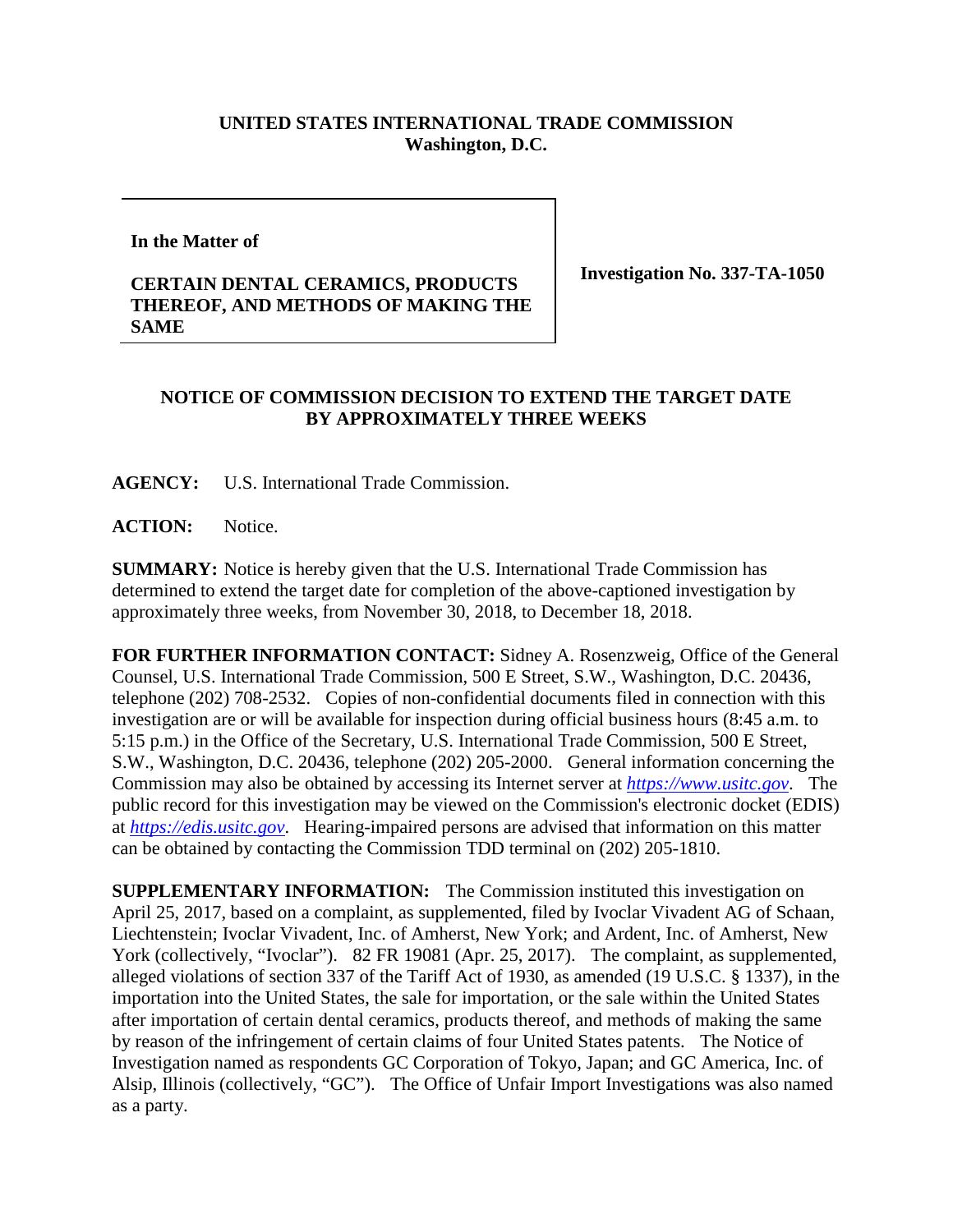**UNITED STATES INTERNATIONAL TRADE COMMISSION**
**Washington, D.C.**

| In the Matter of<br><br>**CERTAIN DENTAL CERAMICS, PRODUCTS THEREOF, AND METHODS OF MAKING THE SAME** | **Investigation No. 337-TA-1050** |
|---|---|

**NOTICE OF COMMISSION DECISION TO EXTEND THE TARGET DATE BY APPROXIMATELY THREE WEEKS**

**AGENCY:** U.S. International Trade Commission.

**ACTION:** Notice.

**SUMMARY:** Notice is hereby given that the U.S. International Trade Commission has determined to extend the target date for completion of the above-captioned investigation by approximately three weeks, from November 30, 2018, to December 18, 2018.

**FOR FURTHER INFORMATION CONTACT:** Sidney A. Rosenzweig, Office of the General Counsel, U.S. International Trade Commission, 500 E Street, S.W., Washington, D.C. 20436, telephone (202) 708-2532. Copies of non-confidential documents filed in connection with this investigation are or will be available for inspection during official business hours (8:45 a.m. to 5:15 p.m.) in the Office of the Secretary, U.S. International Trade Commission, 500 E Street, S.W., Washington, D.C. 20436, telephone (202) 205-2000. General information concerning the Commission may also be obtained by accessing its Internet server at *https://www.usitc.gov*. The public record for this investigation may be viewed on the Commission's electronic docket (EDIS) at *https://edis.usitc.gov*. Hearing-impaired persons are advised that information on this matter can be obtained by contacting the Commission TDD terminal on (202) 205-1810.

**SUPPLEMENTARY INFORMATION:** The Commission instituted this investigation on April 25, 2017, based on a complaint, as supplemented, filed by Ivoclar Vivadent AG of Schaan, Liechtenstein; Ivoclar Vivadent, Inc. of Amherst, New York; and Ardent, Inc. of Amherst, New York (collectively, "Ivoclar"). 82 FR 19081 (Apr. 25, 2017). The complaint, as supplemented, alleged violations of section 337 of the Tariff Act of 1930, as amended (19 U.S.C. § 1337), in the importation into the United States, the sale for importation, or the sale within the United States after importation of certain dental ceramics, products thereof, and methods of making the same by reason of the infringement of certain claims of four United States patents. The Notice of Investigation named as respondents GC Corporation of Tokyo, Japan; and GC America, Inc. of Alsip, Illinois (collectively, "GC"). The Office of Unfair Import Investigations was also named as a party.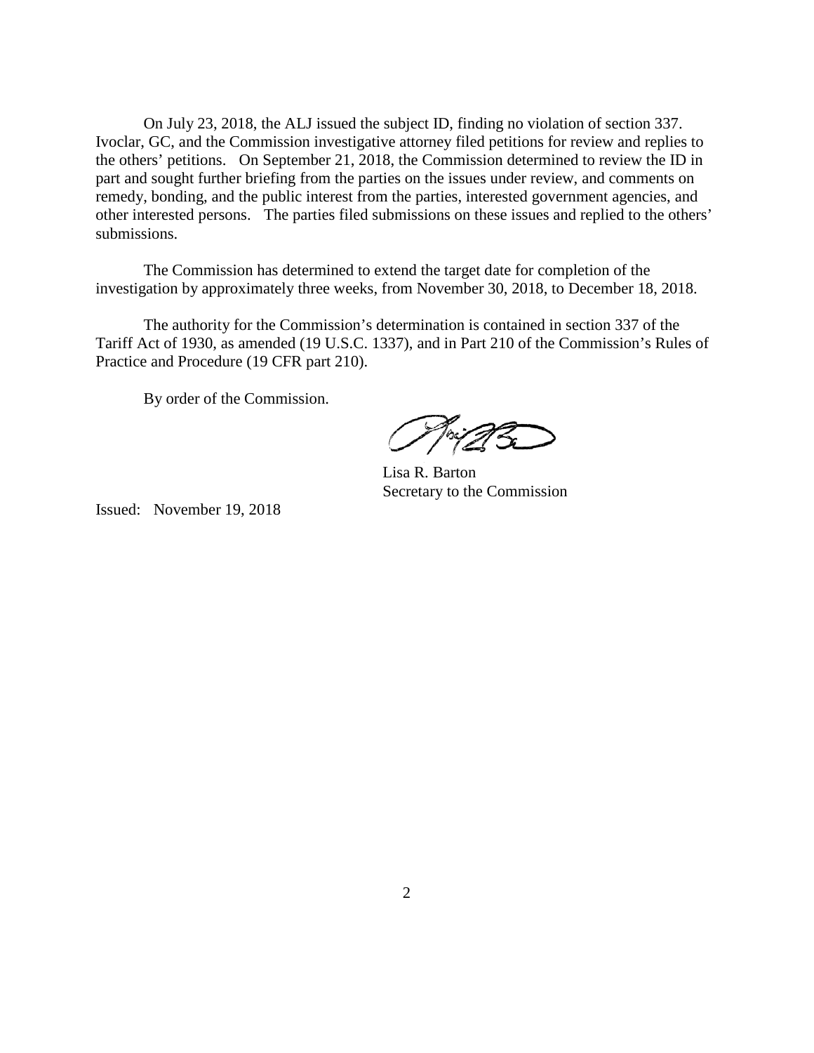On July 23, 2018, the ALJ issued the subject ID, finding no violation of section 337. Ivoclar, GC, and the Commission investigative attorney filed petitions for review and replies to the others' petitions. On September 21, 2018, the Commission determined to review the ID in part and sought further briefing from the parties on the issues under review, and comments on remedy, bonding, and the public interest from the parties, interested government agencies, and other interested persons. The parties filed submissions on these issues and replied to the others' submissions.

The Commission has determined to extend the target date for completion of the investigation by approximately three weeks, from November 30, 2018, to December 18, 2018.

The authority for the Commission's determination is contained in section 337 of the Tariff Act of 1930, as amended (19 U.S.C. 1337), and in Part 210 of the Commission's Rules of Practice and Procedure (19 CFR part 210).

By order of the Commission.

Lisa R. Barton
Secretary to the Commission

Issued: November 19, 2018